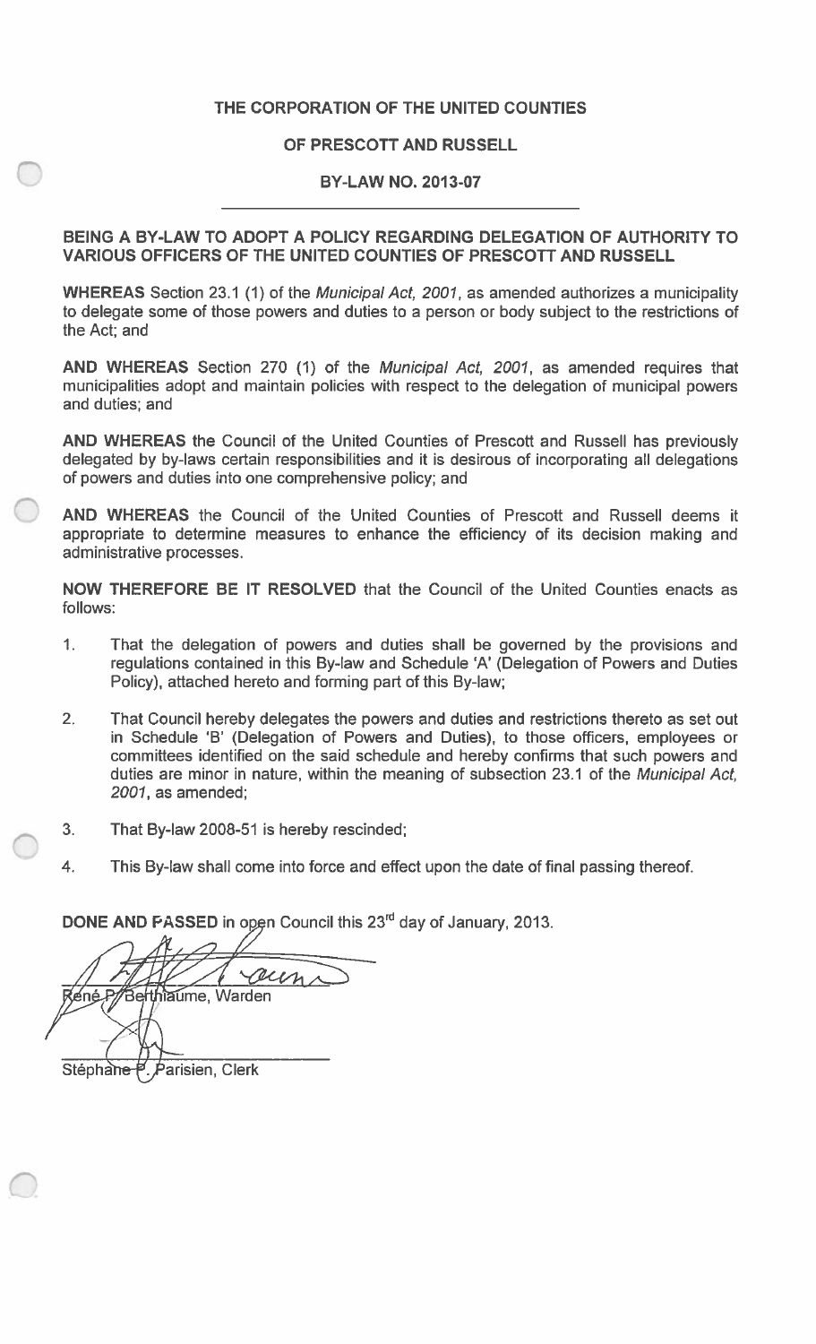# THE CORPORATION OF THE UNITED COUNTIES

# OF PRESCOTT AND RUSSELL

## BY-LAW NO. 2013-07

**BEING A BY-LAW TO ADOPT A POLICY REGARDING DELEGATION OF AUTHORITY TO VARIOUS OFFICERS OF THE UNITED COUNTIES OF PRESCOTT AND RUSSELL**

**WHEREAS** Section 23.1 (1) of the *Municipal Act, 2001*, as amended authorizes a municipality to delegate some of those powers and duties to a person or body subject to the restrictions of the Act; and

**AND WHEREAS** Section 270 (1) of the *Municipal Act, 2001*, as amended requires that municipalities adopt and maintain policies with respect to the delegation of municipal powers and duties; and

**AND WHEREAS** the Council of the United Counties of Prescott and Russell has previously delegated by by-laws certain responsibilities and it is desirous of incorporating all delegations of powers and duties into one comprehensive policy; and

**AND WHEREAS** the Council of the United Counties of Prescott and Russell deems it appropriate to determine measures to enhance the efficiency of its decision making and administrative processes.

**NOW THEREFORE BE IT RESOLVED** that the Council of the United Counties enacts as follows:

1. That the delegation of powers and duties shall be governed by the provisions and regulations contained in this By-law and Schedule 'A' (Delegation of Powers and Duties Policy), attached hereto and forming part of this By-law;
2. That Council hereby delegates the powers and duties and restrictions thereto as set out in Schedule 'B' (Delegation of Powers and Duties), to those officers, employees or committees identified on the said schedule and hereby confirms that such powers and duties are minor in nature, within the meaning of subsection 23.1 of the *Municipal Act, 2001*, as amended;
3. That By-law 2008-51 is hereby rescinded;
4. This By-law shall come into force and effect upon the date of final passing thereof.

**DONE AND PASSED** in open Council this 23rd day of January, 2013.

René P. Berthiaume, Warden

Stéphane P. Parisien, Clerk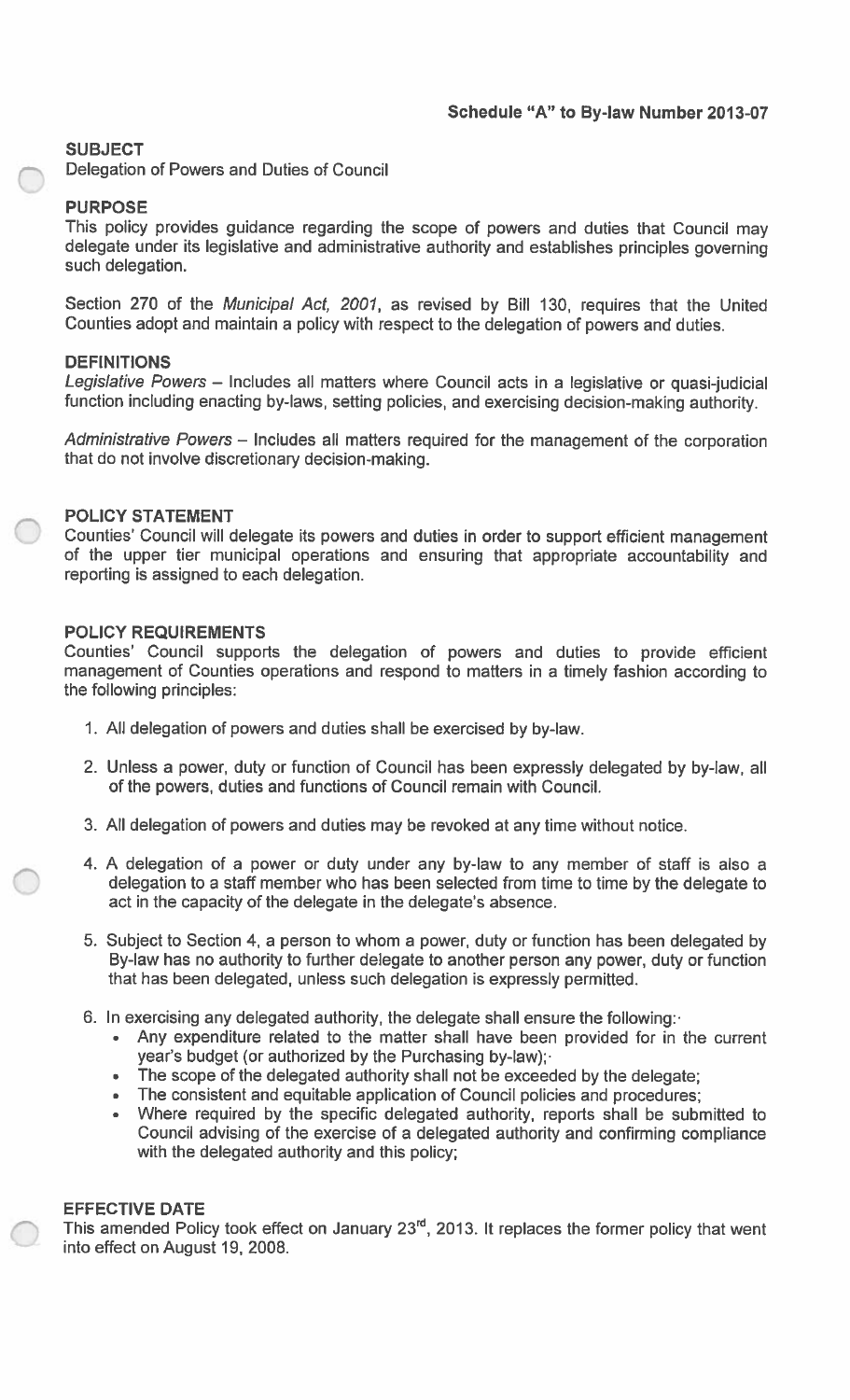**Schedule "A" to By-law Number 2013-07**

**SUBJECT**

Delegation of Powers and Duties of Council

**PURPOSE**

This policy provides guidance regarding the scope of powers and duties that Council may delegate under its legislative and administrative authority and establishes principles governing such delegation.

Section 270 of the *Municipal Act, 2001*, as revised by Bill 130, requires that the United Counties adopt and maintain a policy with respect to the delegation of powers and duties.

**DEFINITIONS**

*Legislative Powers* – Includes all matters where Council acts in a legislative or quasi-judicial function including enacting by-laws, setting policies, and exercising decision-making authority.

*Administrative Powers* – Includes all matters required for the management of the corporation that do not involve discretionary decision-making.

**POLICY STATEMENT**

Counties' Council will delegate its powers and duties in order to support efficient management of the upper tier municipal operations and ensuring that appropriate accountability and reporting is assigned to each delegation.

**POLICY REQUIREMENTS**

Counties' Council supports the delegation of powers and duties to provide efficient management of Counties operations and respond to matters in a timely fashion according to the following principles:

1. All delegation of powers and duties shall be exercised by by-law.
2. Unless a power, duty or function of Council has been expressly delegated by by-law, all of the powers, duties and functions of Council remain with Council.
3. All delegation of powers and duties may be revoked at any time without notice.
4. A delegation of a power or duty under any by-law to any member of staff is also a delegation to a staff member who has been selected from time to time by the delegate to act in the capacity of the delegate in the delegate's absence.
5. Subject to Section 4, a person to whom a power, duty or function has been delegated by By-law has no authority to further delegate to another person any power, duty or function that has been delegated, unless such delegation is expressly permitted.
6. In exercising any delegated authority, the delegate shall ensure the following:
   - Any expenditure related to the matter shall have been provided for in the current year's budget (or authorized by the Purchasing by-law);
   - The scope of the delegated authority shall not be exceeded by the delegate;
   - The consistent and equitable application of Council policies and procedures;
   - Where required by the specific delegated authority, reports shall be submitted to Council advising of the exercise of a delegated authority and confirming compliance with the delegated authority and this policy;

**EFFECTIVE DATE**

This amended Policy took effect on January 23rd, 2013. It replaces the former policy that went into effect on August 19, 2008.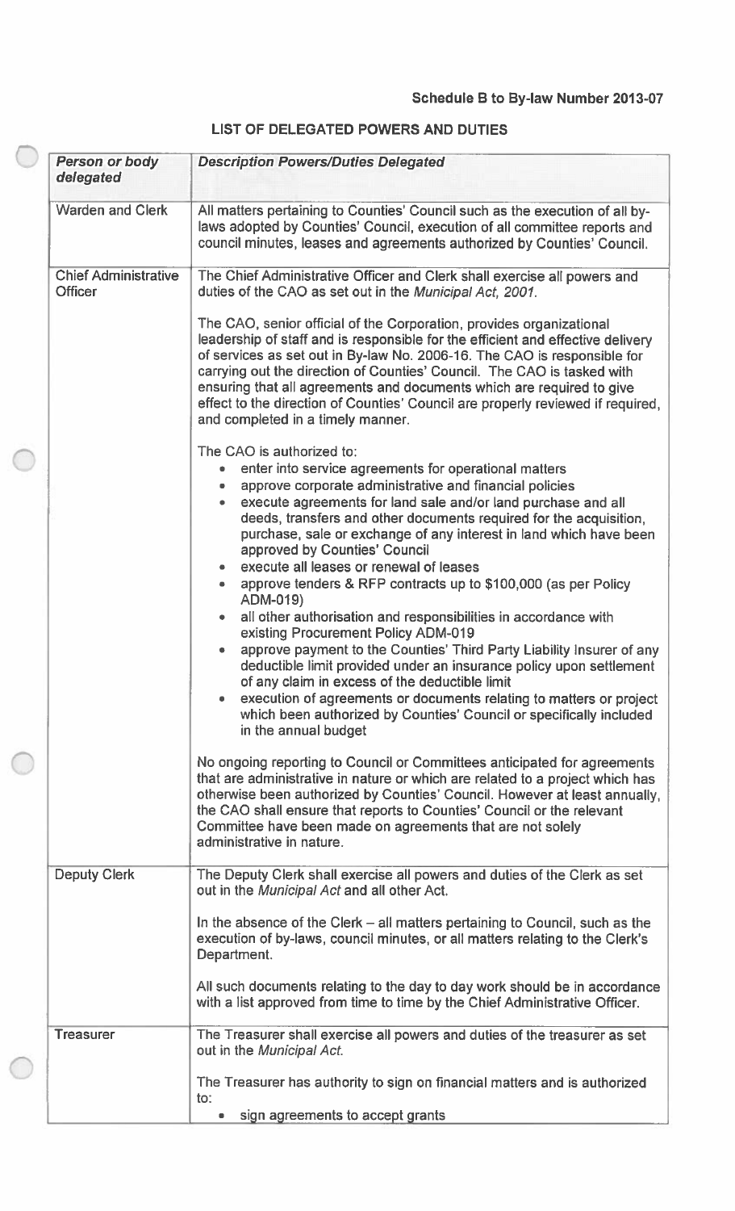**Schedule B to By-law Number 2013-07**

## LIST OF DELEGATED POWERS AND DUTIES

| *Person or body delegated* | *Description Powers/Duties Delegated* |
|---|---|
| Warden and Clerk | All matters pertaining to Counties' Council such as the execution of all by-laws adopted by Counties' Council, execution of all committee reports and council minutes, leases and agreements authorized by Counties' Council. |
| Chief Administrative Officer | The Chief Administrative Officer and Clerk shall exercise all powers and duties of the CAO as set out in the *Municipal Act, 2001*.<br><br>The CAO, senior official of the Corporation, provides organizational leadership of staff and is responsible for the efficient and effective delivery of services as set out in By-law No. 2006-16. The CAO is responsible for carrying out the direction of Counties' Council. The CAO is tasked with ensuring that all agreements and documents which are required to give effect to the direction of Counties' Council are properly reviewed if required, and completed in a timely manner.<br><br>The CAO is authorized to:<br>• enter into service agreements for operational matters<br>• approve corporate administrative and financial policies<br>• execute agreements for land sale and/or land purchase and all deeds, transfers and other documents required for the acquisition, purchase, sale or exchange of any interest in land which have been approved by Counties' Council<br>• execute all leases or renewal of leases<br>• approve tenders & RFP contracts up to $100,000 (as per Policy ADM-019)<br>• all other authorisation and responsibilities in accordance with existing Procurement Policy ADM-019<br>• approve payment to the Counties' Third Party Liability Insurer of any deductible limit provided under an insurance policy upon settlement of any claim in excess of the deductible limit<br>• execution of agreements or documents relating to matters or project which been authorized by Counties' Council or specifically included in the annual budget<br><br>No ongoing reporting to Council or Committees anticipated for agreements that are administrative in nature or which are related to a project which has otherwise been authorized by Counties' Council. However at least annually, the CAO shall ensure that reports to Counties' Council or the relevant Committee have been made on agreements that are not solely administrative in nature. |
| Deputy Clerk | The Deputy Clerk shall exercise all powers and duties of the Clerk as set out in the *Municipal Act* and all other Act.<br><br>In the absence of the Clerk – all matters pertaining to Council, such as the execution of by-laws, council minutes, or all matters relating to the Clerk's Department.<br><br>All such documents relating to the day to day work should be in accordance with a list approved from time to time by the Chief Administrative Officer. |
| Treasurer | The Treasurer shall exercise all powers and duties of the treasurer as set out in the *Municipal Act*.<br><br>The Treasurer has authority to sign on financial matters and is authorized to:<br>• sign agreements to accept grants |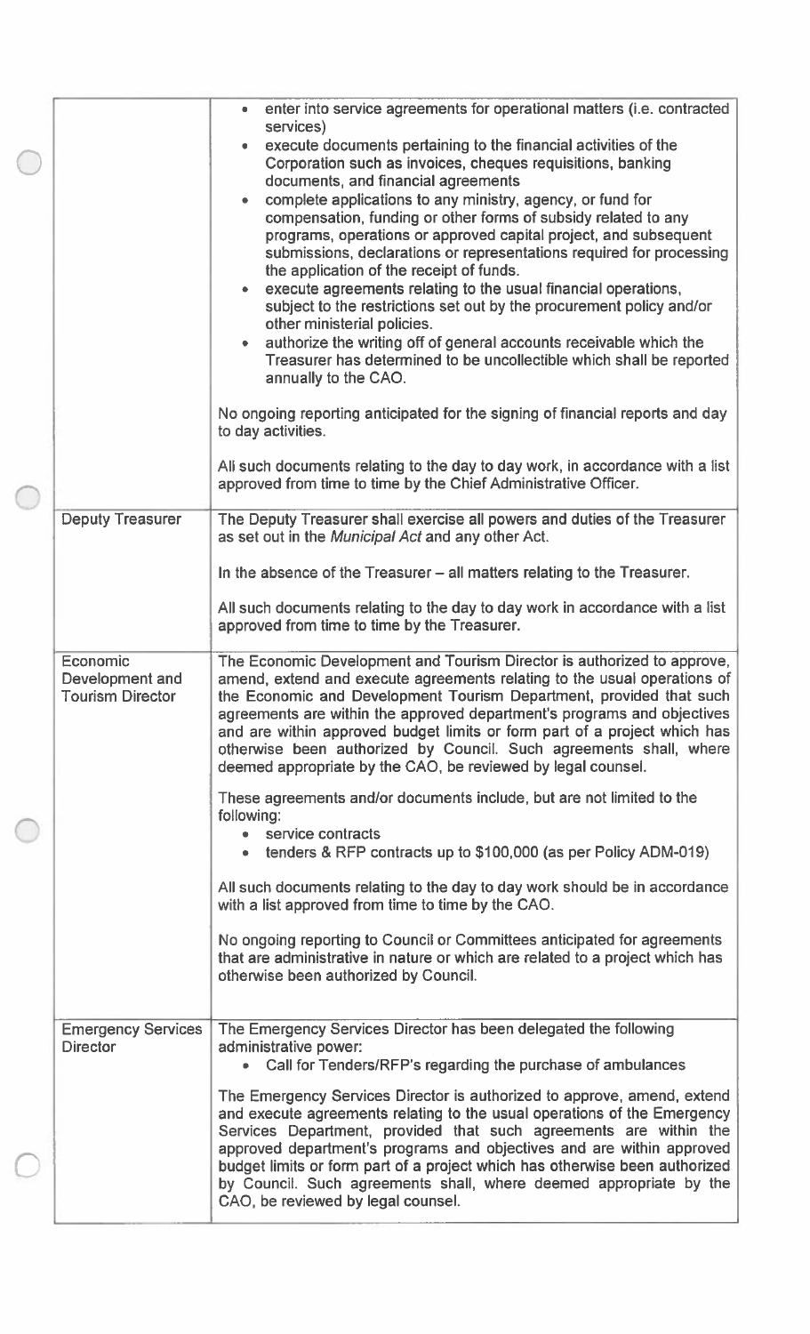| | |
|---|---|
| | • enter into service agreements for operational matters (i.e. contracted services)<br>• execute documents pertaining to the financial activities of the Corporation such as invoices, cheques requisitions, banking documents, and financial agreements<br>• complete applications to any ministry, agency, or fund for compensation, funding or other forms of subsidy related to any programs, operations or approved capital project, and subsequent submissions, declarations or representations required for processing the application of the receipt of funds.<br>• execute agreements relating to the usual financial operations, subject to the restrictions set out by the procurement policy and/or other ministerial policies.<br>• authorize the writing off of general accounts receivable which the Treasurer has determined to be uncollectible which shall be reported annually to the CAO.<br><br>No ongoing reporting anticipated for the signing of financial reports and day to day activities.<br><br>All such documents relating to the day to day work, in accordance with a list approved from time to time by the Chief Administrative Officer. |
| Deputy Treasurer | The Deputy Treasurer shall exercise all powers and duties of the Treasurer as set out in the *Municipal Act* and any other Act.<br><br>In the absence of the Treasurer – all matters relating to the Treasurer.<br><br>All such documents relating to the day to day work in accordance with a list approved from time to time by the Treasurer. |
| Economic Development and Tourism Director | The Economic Development and Tourism Director is authorized to approve, amend, extend and execute agreements relating to the usual operations of the Economic and Development Tourism Department, provided that such agreements are within the approved department's programs and objectives and are within approved budget limits or form part of a project which has otherwise been authorized by Council. Such agreements shall, where deemed appropriate by the CAO, be reviewed by legal counsel.<br><br>These agreements and/or documents include, but are not limited to the following:<br>• service contracts<br>• tenders & RFP contracts up to $100,000 (as per Policy ADM-019)<br><br>All such documents relating to the day to day work should be in accordance with a list approved from time to time by the CAO.<br><br>No ongoing reporting to Council or Committees anticipated for agreements that are administrative in nature or which are related to a project which has otherwise been authorized by Council. |
| Emergency Services Director | The Emergency Services Director has been delegated the following administrative power:<br>• Call for Tenders/RFP's regarding the purchase of ambulances<br><br>The Emergency Services Director is authorized to approve, amend, extend and execute agreements relating to the usual operations of the Emergency Services Department, provided that such agreements are within the approved department's programs and objectives and are within approved budget limits or form part of a project which has otherwise been authorized by Council. Such agreements shall, where deemed appropriate by the CAO, be reviewed by legal counsel. |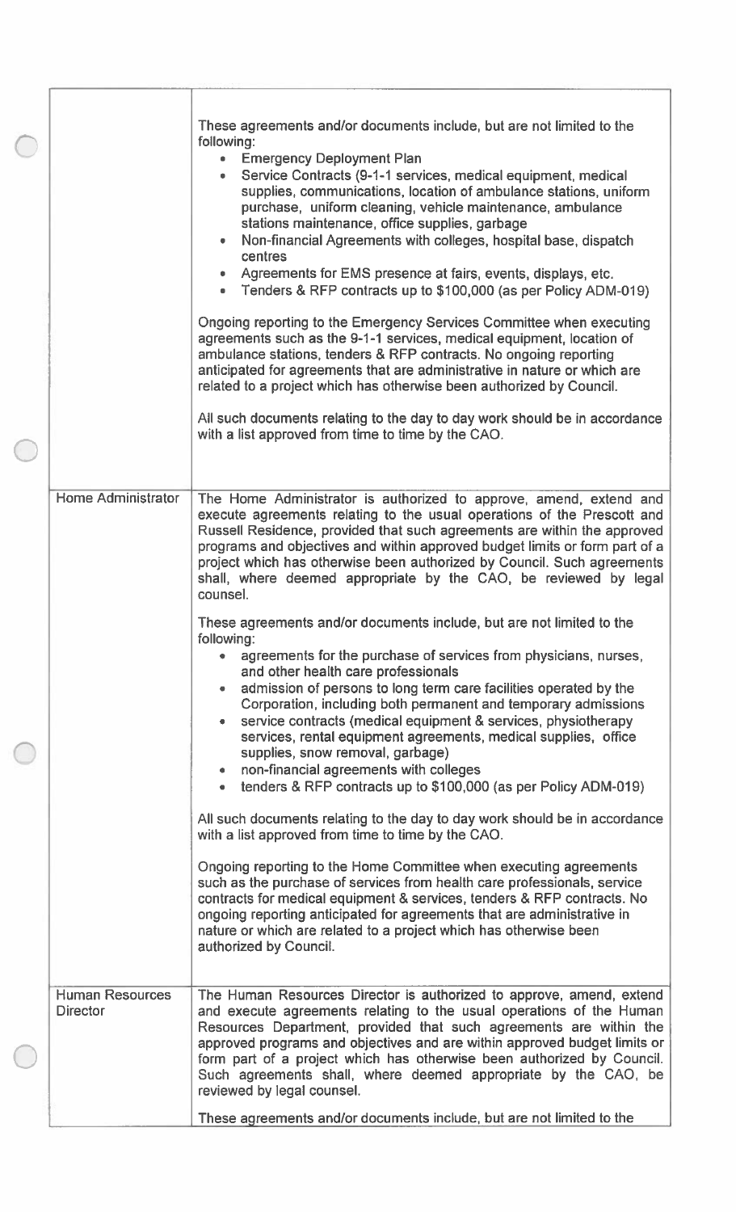| | |
|---|---|
| | These agreements and/or documents include, but are not limited to the following:<br>• Emergency Deployment Plan<br>• Service Contracts (9-1-1 services, medical equipment, medical supplies, communications, location of ambulance stations, uniform purchase, uniform cleaning, vehicle maintenance, ambulance stations maintenance, office supplies, garbage<br>• Non-financial Agreements with colleges, hospital base, dispatch centres<br>• Agreements for EMS presence at fairs, events, displays, etc.<br>• Tenders & RFP contracts up to $100,000 (as per Policy ADM-019)<br><br>Ongoing reporting to the Emergency Services Committee when executing agreements such as the 9-1-1 services, medical equipment, location of ambulance stations, tenders & RFP contracts. No ongoing reporting anticipated for agreements that are administrative in nature or which are related to a project which has otherwise been authorized by Council.<br><br>All such documents relating to the day to day work should be in accordance with a list approved from time to time by the CAO. |
| Home Administrator | The Home Administrator is authorized to approve, amend, extend and execute agreements relating to the usual operations of the Prescott and Russell Residence, provided that such agreements are within the approved programs and objectives and within approved budget limits or form part of a project which has otherwise been authorized by Council. Such agreements shall, where deemed appropriate by the CAO, be reviewed by legal counsel.<br><br>These agreements and/or documents include, but are not limited to the following:<br>• agreements for the purchase of services from physicians, nurses, and other health care professionals<br>• admission of persons to long term care facilities operated by the Corporation, including both permanent and temporary admissions<br>• service contracts (medical equipment & services, physiotherapy services, rental equipment agreements, medical supplies, office supplies, snow removal, garbage)<br>• non-financial agreements with colleges<br>• tenders & RFP contracts up to $100,000 (as per Policy ADM-019)<br><br>All such documents relating to the day to day work should be in accordance with a list approved from time to time by the CAO.<br><br>Ongoing reporting to the Home Committee when executing agreements such as the purchase of services from health care professionals, service contracts for medical equipment & services, tenders & RFP contracts. No ongoing reporting anticipated for agreements that are administrative in nature or which are related to a project which has otherwise been authorized by Council. |
| Human Resources Director | The Human Resources Director is authorized to approve, amend, extend and execute agreements relating to the usual operations of the Human Resources Department, provided that such agreements are within the approved programs and objectives and are within approved budget limits or form part of a project which has otherwise been authorized by Council. Such agreements shall, where deemed appropriate by the CAO, be reviewed by legal counsel.<br><br>These agreements and/or documents include, but are not limited to the |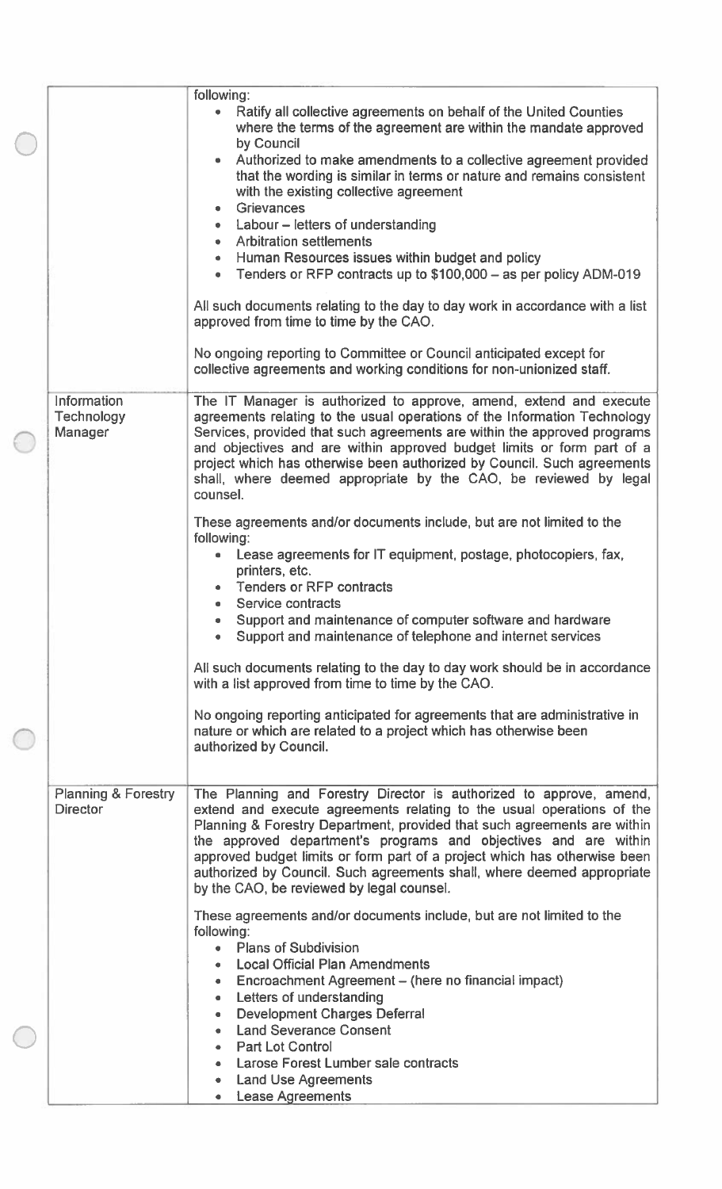| | |
|---|---|
| | following:<br>• Ratify all collective agreements on behalf of the United Counties where the terms of the agreement are within the mandate approved by Council<br>• Authorized to make amendments to a collective agreement provided that the wording is similar in terms or nature and remains consistent with the existing collective agreement<br>• Grievances<br>• Labour – letters of understanding<br>• Arbitration settlements<br>• Human Resources issues within budget and policy<br>• Tenders or RFP contracts up to $100,000 – as per policy ADM-019<br><br>All such documents relating to the day to day work in accordance with a list approved from time to time by the CAO.<br><br>No ongoing reporting to Committee or Council anticipated except for collective agreements and working conditions for non-unionized staff. |
| Information Technology Manager | The IT Manager is authorized to approve, amend, extend and execute agreements relating to the usual operations of the Information Technology Services, provided that such agreements are within the approved programs and objectives and are within approved budget limits or form part of a project which has otherwise been authorized by Council. Such agreements shall, where deemed appropriate by the CAO, be reviewed by legal counsel.<br><br>These agreements and/or documents include, but are not limited to the following:<br>• Lease agreements for IT equipment, postage, photocopiers, fax, printers, etc.<br>• Tenders or RFP contracts<br>• Service contracts<br>• Support and maintenance of computer software and hardware<br>• Support and maintenance of telephone and internet services<br><br>All such documents relating to the day to day work should be in accordance with a list approved from time to time by the CAO.<br><br>No ongoing reporting anticipated for agreements that are administrative in nature or which are related to a project which has otherwise been authorized by Council. |
| Planning & Forestry Director | The Planning and Forestry Director is authorized to approve, amend, extend and execute agreements relating to the usual operations of the Planning & Forestry Department, provided that such agreements are within the approved department's programs and objectives and are within approved budget limits or form part of a project which has otherwise been authorized by Council. Such agreements shall, where deemed appropriate by the CAO, be reviewed by legal counsel.<br><br>These agreements and/or documents include, but are not limited to the following:<br>• Plans of Subdivision<br>• Local Official Plan Amendments<br>• Encroachment Agreement – (here no financial impact)<br>• Letters of understanding<br>• Development Charges Deferral<br>• Land Severance Consent<br>• Part Lot Control<br>• Larose Forest Lumber sale contracts<br>• Land Use Agreements<br>• Lease Agreements |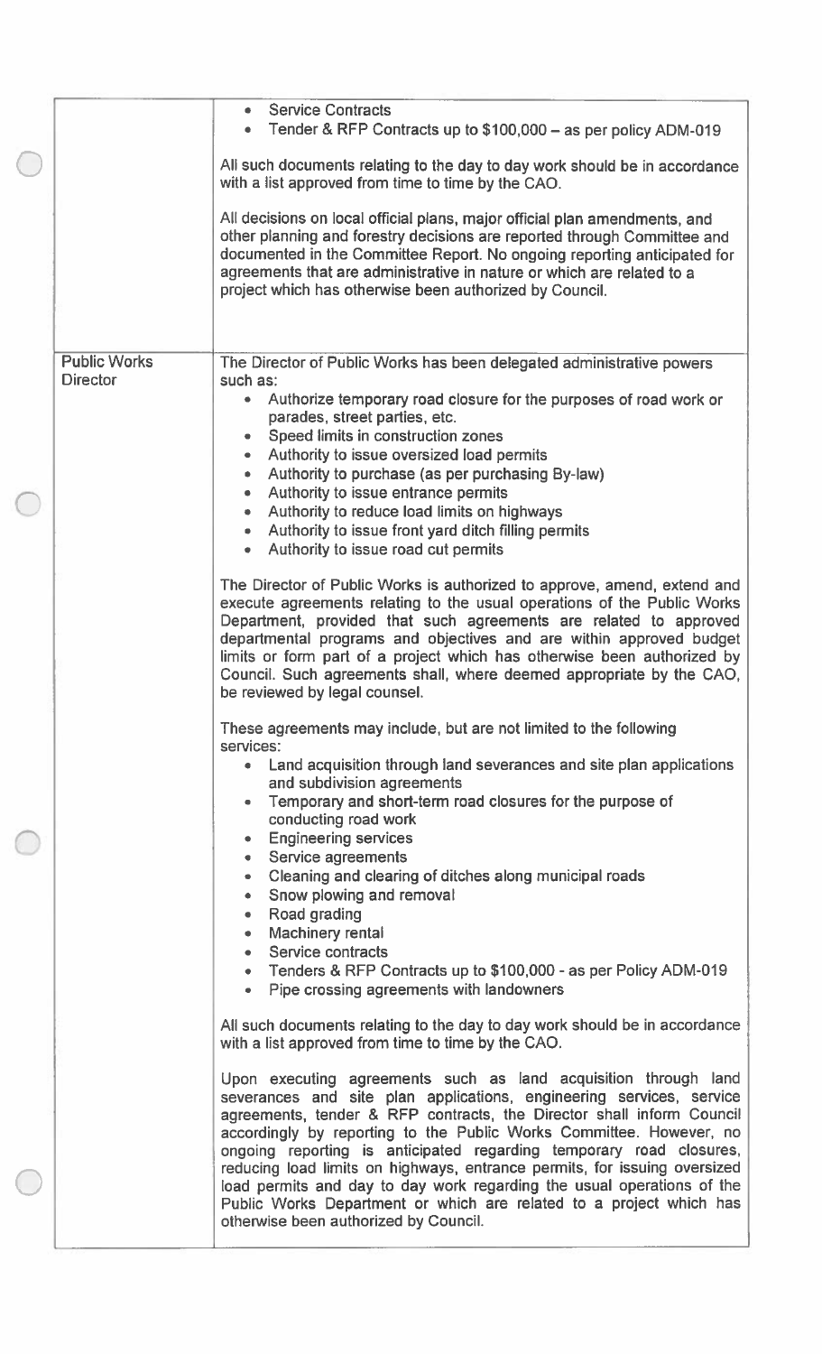| | |
|---|---|
| | • Service Contracts<br>• Tender & RFP Contracts up to $100,000 – as per policy ADM-019<br><br>All such documents relating to the day to day work should be in accordance with a list approved from time to time by the CAO.<br><br>All decisions on local official plans, major official plan amendments, and other planning and forestry decisions are reported through Committee and documented in the Committee Report. No ongoing reporting anticipated for agreements that are administrative in nature or which are related to a project which has otherwise been authorized by Council. |
| Public Works Director | The Director of Public Works has been delegated administrative powers such as:<br>• Authorize temporary road closure for the purposes of road work or parades, street parties, etc.<br>• Speed limits in construction zones<br>• Authority to issue oversized load permits<br>• Authority to purchase (as per purchasing By-law)<br>• Authority to issue entrance permits<br>• Authority to reduce load limits on highways<br>• Authority to issue front yard ditch filling permits<br>• Authority to issue road cut permits<br><br>The Director of Public Works is authorized to approve, amend, extend and execute agreements relating to the usual operations of the Public Works Department, provided that such agreements are related to approved departmental programs and objectives and are within approved budget limits or form part of a project which has otherwise been authorized by Council. Such agreements shall, where deemed appropriate by the CAO, be reviewed by legal counsel.<br><br>These agreements may include, but are not limited to the following services:<br>• Land acquisition through land severances and site plan applications and subdivision agreements<br>• Temporary and short-term road closures for the purpose of conducting road work<br>• Engineering services<br>• Service agreements<br>• Cleaning and clearing of ditches along municipal roads<br>• Snow plowing and removal<br>• Road grading<br>• Machinery rental<br>• Service contracts<br>• Tenders & RFP Contracts up to $100,000 - as per Policy ADM-019<br>• Pipe crossing agreements with landowners<br><br>All such documents relating to the day to day work should be in accordance with a list approved from time to time by the CAO.<br><br>Upon executing agreements such as land acquisition through land severances and site plan applications, engineering services, service agreements, tender & RFP contracts, the Director shall inform Council accordingly by reporting to the Public Works Committee. However, no ongoing reporting is anticipated regarding temporary road closures, reducing load limits on highways, entrance permits, for issuing oversized load permits and day to day work regarding the usual operations of the Public Works Department or which are related to a project which has otherwise been authorized by Council. |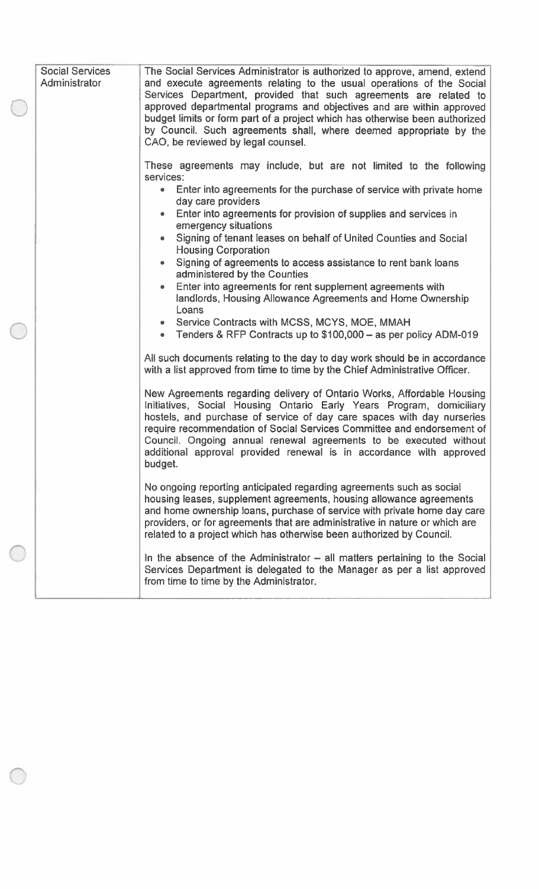| | |
|---|---|
| Social Services Administrator | The Social Services Administrator is authorized to approve, amend, extend and execute agreements relating to the usual operations of the Social Services Department, provided that such agreements are related to approved departmental programs and objectives and are within approved budget limits or form part of a project which has otherwise been authorized by Council. Such agreements shall, where deemed appropriate by the CAO, be reviewed by legal counsel.<br><br>These agreements may include, but are not limited to the following services:<br>• Enter into agreements for the purchase of service with private home day care providers<br>• Enter into agreements for provision of supplies and services in emergency situations<br>• Signing of tenant leases on behalf of United Counties and Social Housing Corporation<br>• Signing of agreements to access assistance to rent bank loans administered by the Counties<br>• Enter into agreements for rent supplement agreements with landlords, Housing Allowance Agreements and Home Ownership Loans<br>• Service Contracts with MCSS, MCYS, MOE, MMAH<br>• Tenders & RFP Contracts up to $100,000 – as per policy ADM-019<br><br>All such documents relating to the day to day work should be in accordance with a list approved from time to time by the Chief Administrative Officer.<br><br>New Agreements regarding delivery of Ontario Works, Affordable Housing Initiatives, Social Housing Ontario Early Years Program, domiciliary hostels, and purchase of service of day care spaces with day nurseries require recommendation of Social Services Committee and endorsement of Council. Ongoing annual renewal agreements to be executed without additional approval provided renewal is in accordance with approved budget.<br><br>No ongoing reporting anticipated regarding agreements such as social housing leases, supplement agreements, housing allowance agreements and home ownership loans, purchase of service with private home day care providers, or for agreements that are administrative in nature or which are related to a project which has otherwise been authorized by Council.<br><br>In the absence of the Administrator – all matters pertaining to the Social Services Department is delegated to the Manager as per a list approved from time to time by the Administrator. |